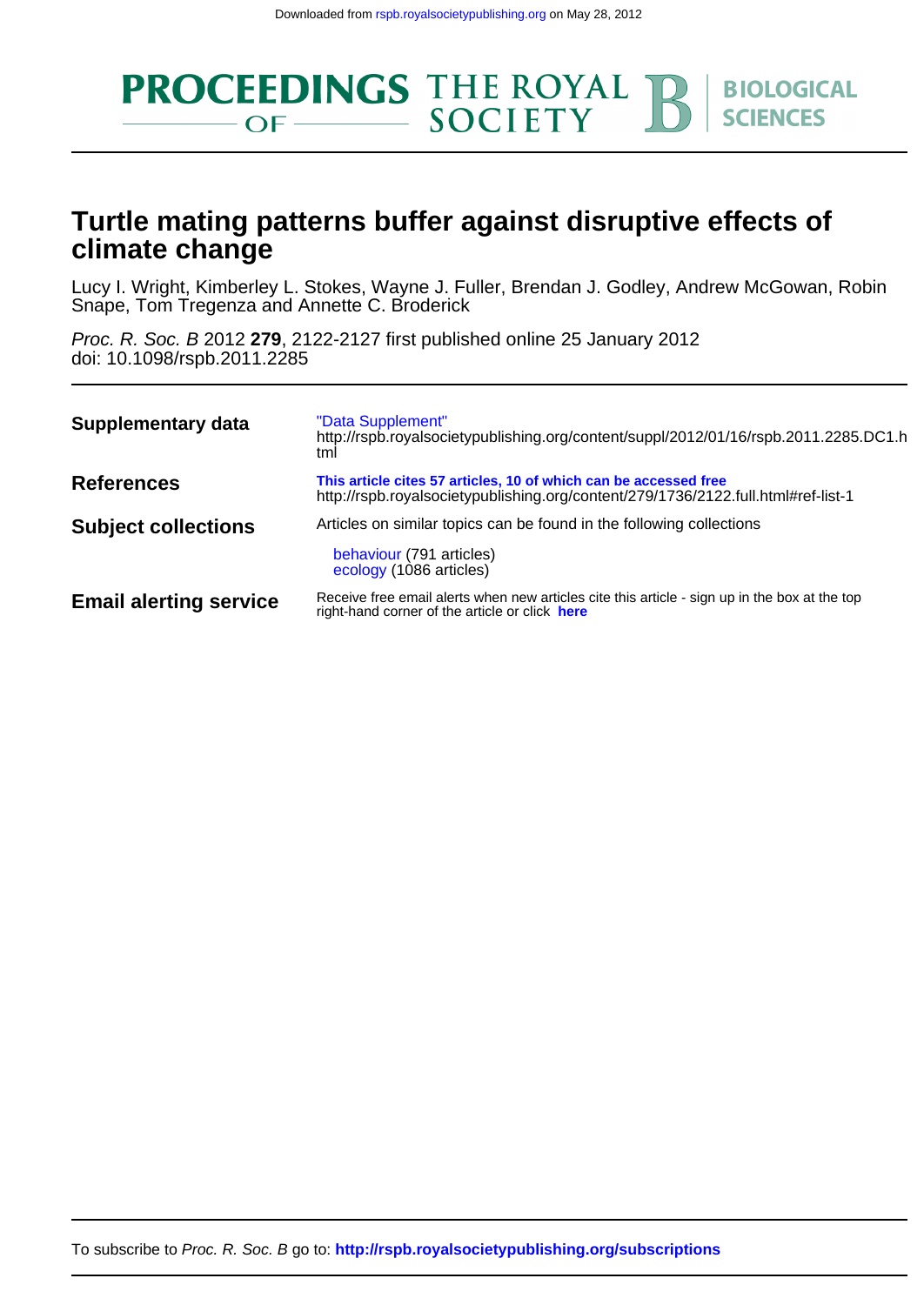Downloaded from rspb.royalsocietypublishing.org on May 28, 2012

PROCEEDINGS OF THE ROYAL SOCIETY B BIOLOGICAL SCIENCES

# Turtle mating patterns buffer against disruptive effects of climate change

Lucy I. Wright, Kimberley L. Stokes, Wayne J. Fuller, Brendan J. Godley, Andrew McGowan, Robin Snape, Tom Tregenza and Annette C. Broderick

*Proc. R. Soc. B* 2012 **279**, 2122-2127 first published online 25 January 2012
doi: 10.1098/rspb.2011.2285

| | |
|---|---|
| **Supplementary data** | "Data Supplement"<br>http://rspb.royalsocietypublishing.org/content/suppl/2012/01/16/rspb.2011.2285.DC1.html |
| **References** | **This article cites 57 articles, 10 of which can be accessed free**<br>http://rspb.royalsocietypublishing.org/content/279/1736/2122.full.html#ref-list-1 |
| **Subject collections** | Articles on similar topics can be found in the following collections<br>behaviour (791 articles)<br>ecology (1086 articles) |
| **Email alerting service** | Receive free email alerts when new articles cite this article - sign up in the box at the top right-hand corner of the article or click **here** |

To subscribe to *Proc. R. Soc. B* go to: **http://rspb.royalsocietypublishing.org/subscriptions**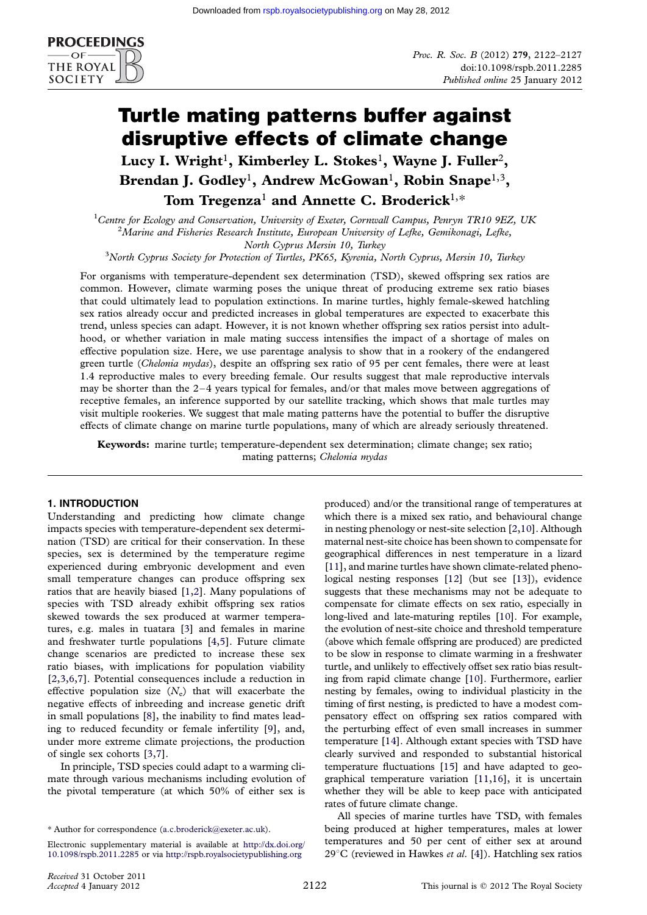# Turtle mating patterns buffer against disruptive effects of climate change

Lucy I. Wright[1], Kimberley L. Stokes[1], Wayne J. Fuller[2], Brendan J. Godley[1], Andrew McGowan[1], Robin Snape[1,3], Tom Tregenza[1] and Annette C. Broderick[1,*]

[1]Centre for Ecology and Conservation, University of Exeter, Cornwall Campus, Penryn TR10 9EZ, UK

[2]Marine and Fisheries Research Institute, European University of Lefke, Gemikonagi, Lefke, North Cyprus Mersin 10, Turkey

[3]North Cyprus Society for Protection of Turtles, PK65, Kyrenia, North Cyprus, Mersin 10, Turkey

For organisms with temperature-dependent sex determination (TSD), skewed offspring sex ratios are common. However, climate warming poses the unique threat of producing extreme sex ratio biases that could ultimately lead to population extinctions. In marine turtles, highly female-skewed hatchling sex ratios already occur and predicted increases in global temperatures are expected to exacerbate this trend, unless species can adapt. However, it is not known whether offspring sex ratios persist into adulthood, or whether variation in male mating success intensifies the impact of a shortage of males on effective population size. Here, we use parentage analysis to show that in a rookery of the endangered green turtle (*Chelonia mydas*), despite an offspring sex ratio of 95 per cent females, there were at least 1.4 reproductive males to every breeding female. Our results suggest that male reproductive intervals may be shorter than the 2–4 years typical for females, and/or that males move between aggregations of receptive females, an inference supported by our satellite tracking, which shows that male turtles may visit multiple rookeries. We suggest that male mating patterns have the potential to buffer the disruptive effects of climate change on marine turtle populations, many of which are already seriously threatened.

**Keywords:** marine turtle; temperature-dependent sex determination; climate change; sex ratio; mating patterns; *Chelonia mydas*

## 1. INTRODUCTION

Understanding and predicting how climate change impacts species with temperature-dependent sex determination (TSD) are critical for their conservation. In these species, sex is determined by the temperature regime experienced during embryonic development and even small temperature changes can produce offspring sex ratios that are heavily biased [1,2]. Many populations of species with TSD already exhibit offspring sex ratios skewed towards the sex produced at warmer temperatures, e.g. males in tuatara [3] and females in marine and freshwater turtle populations [4,5]. Future climate change scenarios are predicted to increase these sex ratio biases, with implications for population viability [2,3,6,7]. Potential consequences include a reduction in effective population size ($N_e$) that will exacerbate the negative effects of inbreeding and increase genetic drift in small populations [8], the inability to find mates leading to reduced fecundity or female infertility [9], and, under more extreme climate projections, the production of single sex cohorts [3,7].

In principle, TSD species could adapt to a warming climate through various mechanisms including evolution of the pivotal temperature (at which 50% of either sex is produced) and/or the transitional range of temperatures at which there is a mixed sex ratio, and behavioural change in nesting phenology or nest-site selection [2,10]. Although maternal nest-site choice has been shown to compensate for geographical differences in nest temperature in a lizard [11], and marine turtles have shown climate-related phenological nesting responses [12] (but see [13]), evidence suggests that these mechanisms may not be adequate to compensate for climate effects on sex ratio, especially in long-lived and late-maturing reptiles [10]. For example, the evolution of nest-site choice and threshold temperature (above which female offspring are produced) are predicted to be slow in response to climate warming in a freshwater turtle, and unlikely to effectively offset sex ratio bias resulting from rapid climate change [10]. Furthermore, earlier nesting by females, owing to individual plasticity in the timing of first nesting, is predicted to have a modest compensatory effect on offspring sex ratios compared with the perturbing effect of even small increases in summer temperature [14]. Although extant species with TSD have clearly survived and responded to substantial historical temperature fluctuations [15] and have adapted to geographical temperature variation [11,16], it is uncertain whether they will be able to keep pace with anticipated rates of future climate change.

All species of marine turtles have TSD, with females being produced at higher temperatures, males at lower temperatures and 50 per cent of either sex at around 29°C (reviewed in Hawkes *et al.* [4]). Hatchling sex ratios

\* Author for correspondence (a.c.broderick@exeter.ac.uk).

Electronic supplementary material is available at http://dx.doi.org/10.1098/rspb.2011.2285 or via http://rspb.royalsocietypublishing.org

Received 31 October 2011
Accepted 4 January 2012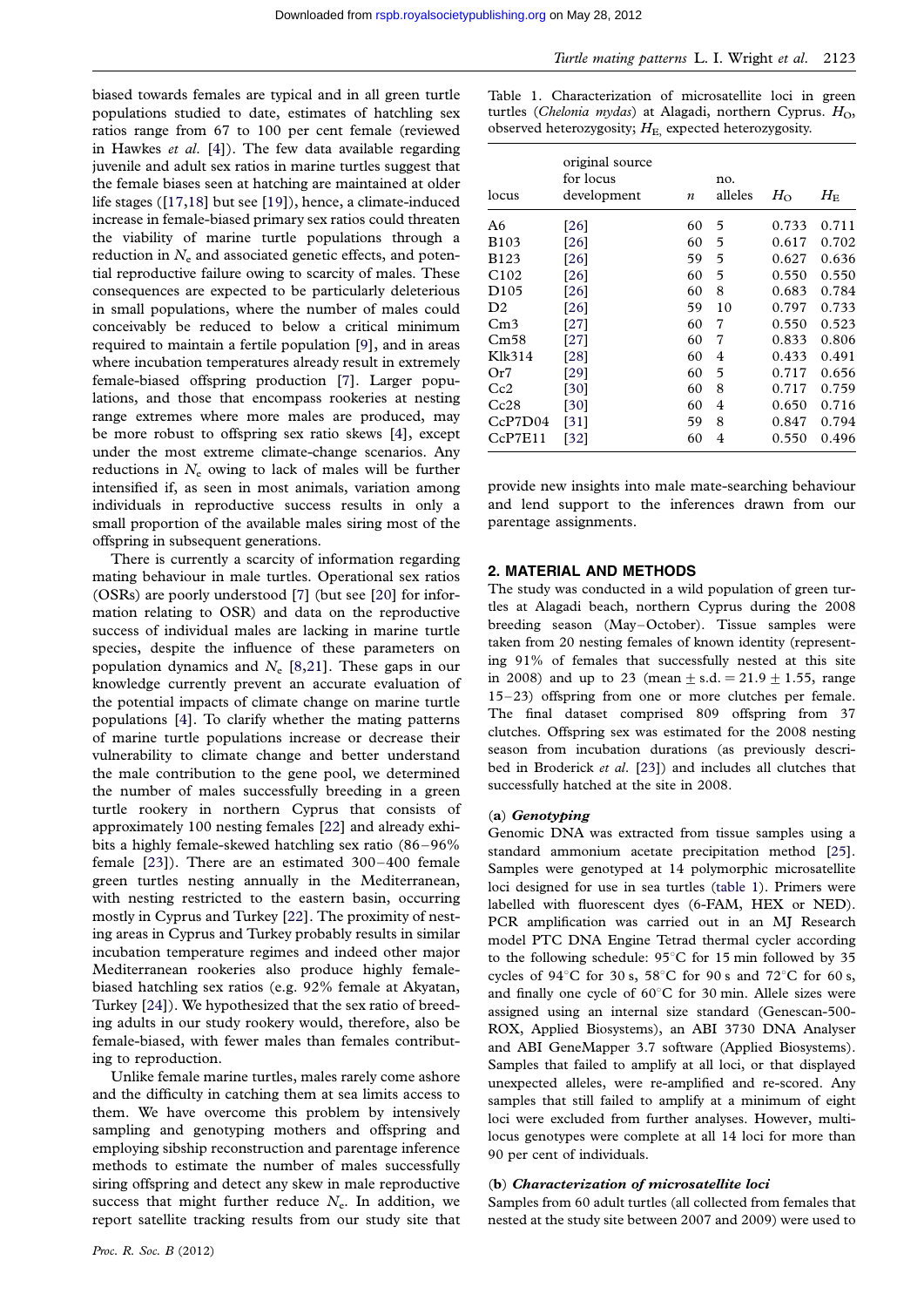biased towards females are typical and in all green turtle populations studied to date, estimates of hatchling sex ratios range from 67 to 100 per cent female (reviewed in Hawkes *et al.* [4]). The few data available regarding juvenile and adult sex ratios in marine turtles suggest that the female biases seen at hatching are maintained at older life stages ([17,18] but see [19]), hence, a climate-induced increase in female-biased primary sex ratios could threaten the viability of marine turtle populations through a reduction in $N_e$ and associated genetic effects, and potential reproductive failure owing to scarcity of males. These consequences are expected to be particularly deleterious in small populations, where the number of males could conceivably be reduced to below a critical minimum required to maintain a fertile population [9], and in areas where incubation temperatures already result in extremely female-biased offspring production [7]. Larger populations, and those that encompass rookeries at nesting range extremes where more males are produced, may be more robust to offspring sex ratio skews [4], except under the most extreme climate-change scenarios. Any reductions in $N_e$ owing to lack of males will be further intensified if, as seen in most animals, variation among individuals in reproductive success results in only a small proportion of the available males siring most of the offspring in subsequent generations.

There is currently a scarcity of information regarding mating behaviour in male turtles. Operational sex ratios (OSRs) are poorly understood [7] (but see [20] for information relating to OSR) and data on the reproductive success of individual males are lacking in marine turtle species, despite the influence of these parameters on population dynamics and $N_e$ [8,21]. These gaps in our knowledge currently prevent an accurate evaluation of the potential impacts of climate change on marine turtle populations [4]. To clarify whether the mating patterns of marine turtle populations increase or decrease their vulnerability to climate change and better understand the male contribution to the gene pool, we determined the number of males successfully breeding in a green turtle rookery in northern Cyprus that consists of approximately 100 nesting females [22] and already exhibits a highly female-skewed hatchling sex ratio (86–96% female [23]). There are an estimated 300–400 female green turtles nesting annually in the Mediterranean, with nesting restricted to the eastern basin, occurring mostly in Cyprus and Turkey [22]. The proximity of nesting areas in Cyprus and Turkey probably results in similar incubation temperature regimes and indeed other major Mediterranean rookeries also produce highly female-biased hatchling sex ratios (e.g. 92% female at Akyatan, Turkey [24]). We hypothesized that the sex ratio of breeding adults in our study rookery would, therefore, also be female-biased, with fewer males than females contributing to reproduction.

Unlike female marine turtles, males rarely come ashore and the difficulty in catching them at sea limits access to them. We have overcome this problem by intensively sampling and genotyping mothers and offspring and employing sibship reconstruction and parentage inference methods to estimate the number of males successfully siring offspring and detect any skew in male reproductive success that might further reduce $N_e$. In addition, we report satellite tracking results from our study site that provide new insights into male mate-searching behaviour and lend support to the inferences drawn from our parentage assignments.

Table 1. Characterization of microsatellite loci in green turtles (*Chelonia mydas*) at Alagadi, northern Cyprus. $H_O$, observed heterozygosity; $H_E$, expected heterozygosity.

| locus | original source for locus development | $n$ | no. alleles | $H_O$ | $H_E$ |
|---|---|---|---|---|---|
| A6 | [26] | 60 | 5 | 0.733 | 0.711 |
| B103 | [26] | 60 | 5 | 0.617 | 0.702 |
| B123 | [26] | 59 | 5 | 0.627 | 0.636 |
| C102 | [26] | 60 | 5 | 0.550 | 0.550 |
| D105 | [26] | 60 | 8 | 0.683 | 0.784 |
| D2 | [26] | 59 | 10 | 0.797 | 0.733 |
| Cm3 | [27] | 60 | 7 | 0.550 | 0.523 |
| Cm58 | [27] | 60 | 7 | 0.833 | 0.806 |
| Klk314 | [28] | 60 | 4 | 0.433 | 0.491 |
| Or7 | [29] | 60 | 5 | 0.717 | 0.656 |
| Cc2 | [30] | 60 | 8 | 0.717 | 0.759 |
| Cc28 | [30] | 60 | 4 | 0.650 | 0.716 |
| CcP7D04 | [31] | 59 | 8 | 0.847 | 0.794 |
| CcP7E11 | [32] | 60 | 4 | 0.550 | 0.496 |

## 2. MATERIAL AND METHODS

The study was conducted in a wild population of green turtles at Alagadi beach, northern Cyprus during the 2008 breeding season (May–October). Tissue samples were taken from 20 nesting females of known identity (representing 91% of females that successfully nested at this site in 2008) and up to 23 (mean ± s.d. = 21.9 ± 1.55, range 15–23) offspring from one or more clutches per female. The final dataset comprised 809 offspring from 37 clutches. Offspring sex was estimated for the 2008 nesting season from incubation durations (as previously described in Broderick *et al.* [23]) and includes all clutches that successfully hatched at the site in 2008.

### (a) *Genotyping*

Genomic DNA was extracted from tissue samples using a standard ammonium acetate precipitation method [25]. Samples were genotyped at 14 polymorphic microsatellite loci designed for use in sea turtles (table 1). Primers were labelled with fluorescent dyes (6-FAM, HEX or NED). PCR amplification was carried out in an MJ Research model PTC DNA Engine Tetrad thermal cycler according to the following schedule: 95°C for 15 min followed by 35 cycles of 94°C for 30 s, 58°C for 90 s and 72°C for 60 s, and finally one cycle of 60°C for 30 min. Allele sizes were assigned using an internal size standard (Genescan-500-ROX, Applied Biosystems), an ABI 3730 DNA Analyser and ABI GeneMapper 3.7 software (Applied Biosystems). Samples that failed to amplify at all loci, or that displayed unexpected alleles, were re-amplified and re-scored. Any samples that still failed to amplify at a minimum of eight loci were excluded from further analyses. However, multi-locus genotypes were complete at all 14 loci for more than 90 per cent of individuals.

### (b) *Characterization of microsatellite loci*

Samples from 60 adult turtles (all collected from females that nested at the study site between 2007 and 2009) were used to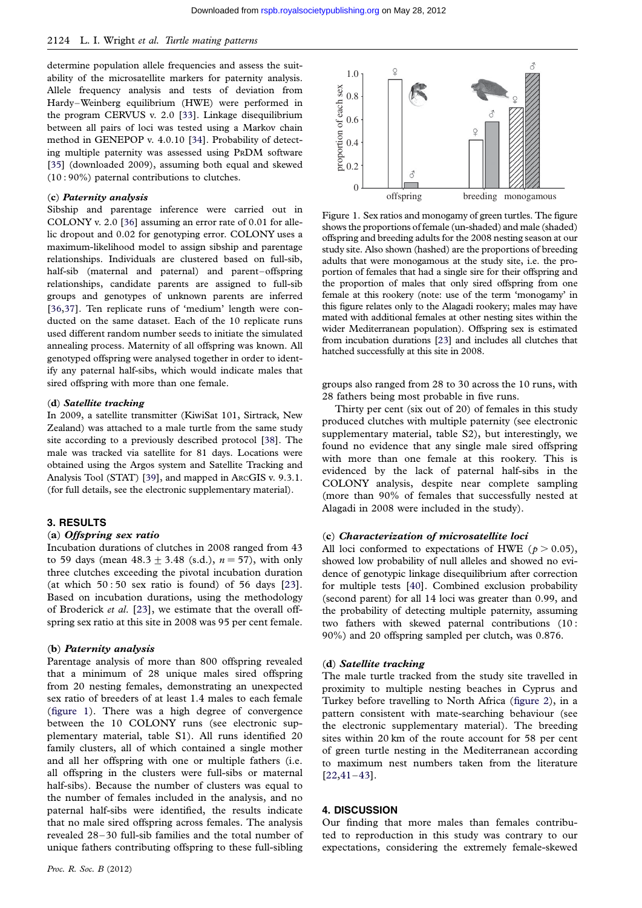determine population allele frequencies and assess the suitability of the microsatellite markers for paternity analysis. Allele frequency analysis and tests of deviation from Hardy–Weinberg equilibrium (HWE) were performed in the program CERVUS v. 2.0 [33]. Linkage disequilibrium between all pairs of loci was tested using a Markov chain method in GENEPOP v. 4.0.10 [34]. Probability of detecting multiple paternity was assessed using PrDM software [35] (downloaded 2009), assuming both equal and skewed (10 : 90%) paternal contributions to clutches.

### (c) *Paternity analysis*

Sibship and parentage inference were carried out in COLONY v. 2.0 [36] assuming an error rate of 0.01 for allelic dropout and 0.02 for genotyping error. COLONY uses a maximum-likelihood model to assign sibship and parentage relationships. Individuals are clustered based on full-sib, half-sib (maternal and paternal) and parent–offspring relationships, candidate parents are assigned to full-sib groups and genotypes of unknown parents are inferred [36,37]. Ten replicate runs of 'medium' length were conducted on the same dataset. Each of the 10 replicate runs used different random number seeds to initiate the simulated annealing process. Maternity of all offspring was known. All genotyped offspring were analysed together in order to identify any paternal half-sibs, which would indicate males that sired offspring with more than one female.

### (d) *Satellite tracking*

In 2009, a satellite transmitter (KiwiSat 101, Sirtrack, New Zealand) was attached to a male turtle from the same study site according to a previously described protocol [38]. The male was tracked via satellite for 81 days. Locations were obtained using the Argos system and Satellite Tracking and Analysis Tool (STAT) [39], and mapped in ArcGIS v. 9.3.1. (for full details, see the electronic supplementary material).

## 3. RESULTS

### (a) *Offspring sex ratio*

Incubation durations of clutches in 2008 ranged from 43 to 59 days (mean $48.3 \pm 3.48$ (s.d.), $n = 57$), with only three clutches exceeding the pivotal incubation duration (at which 50 : 50 sex ratio is found) of 56 days [23]. Based on incubation durations, using the methodology of Broderick *et al.* [23], we estimate that the overall offspring sex ratio at this site in 2008 was 95 per cent female.

### (b) *Paternity analysis*

Parentage analysis of more than 800 offspring revealed that a minimum of 28 unique males sired offspring from 20 nesting females, demonstrating an unexpected sex ratio of breeders of at least 1.4 males to each female (figure 1). There was a high degree of convergence between the 10 COLONY runs (see electronic supplementary material, table S1). All runs identified 20 family clusters, all of which contained a single mother and all her offspring with one or multiple fathers (i.e. all offspring in the clusters were full-sibs or maternal half-sibs). Because the number of clusters was equal to the number of females included in the analysis, and no paternal half-sibs were identified, the results indicate that no male sired offspring across females. The analysis revealed 28–30 full-sib families and the total number of unique fathers contributing offspring to these full-sibling groups also ranged from 28 to 30 across the 10 runs, with 28 fathers being most probable in five runs.

Figure 1. Sex ratios and monogamy of green turtles. The figure shows the proportions of female (un-shaded) and male (shaded) offspring and breeding adults for the 2008 nesting season at our study site. Also shown (hashed) are the proportions of breeding adults that were monogamous at the study site, i.e. the proportion of females that had a single sire for their offspring and the proportion of males that only sired offspring from one female at this rookery (note: use of the term 'monogamy' in this figure relates only to the Alagadi rookery; males may have mated with additional females at other nesting sites within the wider Mediterranean population). Offspring sex is estimated from incubation durations [23] and includes all clutches that hatched successfully at this site in 2008.

Thirty per cent (six out of 20) of females in this study produced clutches with multiple paternity (see electronic supplementary material, table S2), but interestingly, we found no evidence that any single male sired offspring with more than one female at this rookery. This is evidenced by the lack of paternal half-sibs in the COLONY analysis, despite near complete sampling (more than 90% of females that successfully nested at Alagadi in 2008 were included in the study).

### (c) *Characterization of microsatellite loci*

All loci conformed to expectations of HWE ($p > 0.05$), showed low probability of null alleles and showed no evidence of genotypic linkage disequilibrium after correction for multiple tests [40]. Combined exclusion probability (second parent) for all 14 loci was greater than 0.99, and the probability of detecting multiple paternity, assuming two fathers with skewed paternal contributions (10 : 90%) and 20 offspring sampled per clutch, was 0.876.

### (d) *Satellite tracking*

The male turtle tracked from the study site travelled in proximity to multiple nesting beaches in Cyprus and Turkey before travelling to North Africa (figure 2), in a pattern consistent with mate-searching behaviour (see the electronic supplementary material). The breeding sites within 20 km of the route account for 58 per cent of green turtle nesting in the Mediterranean according to maximum nest numbers taken from the literature [22,41–43].

## 4. DISCUSSION

Our finding that more males than females contributed to reproduction in this study was contrary to our expectations, considering the extremely female-skewed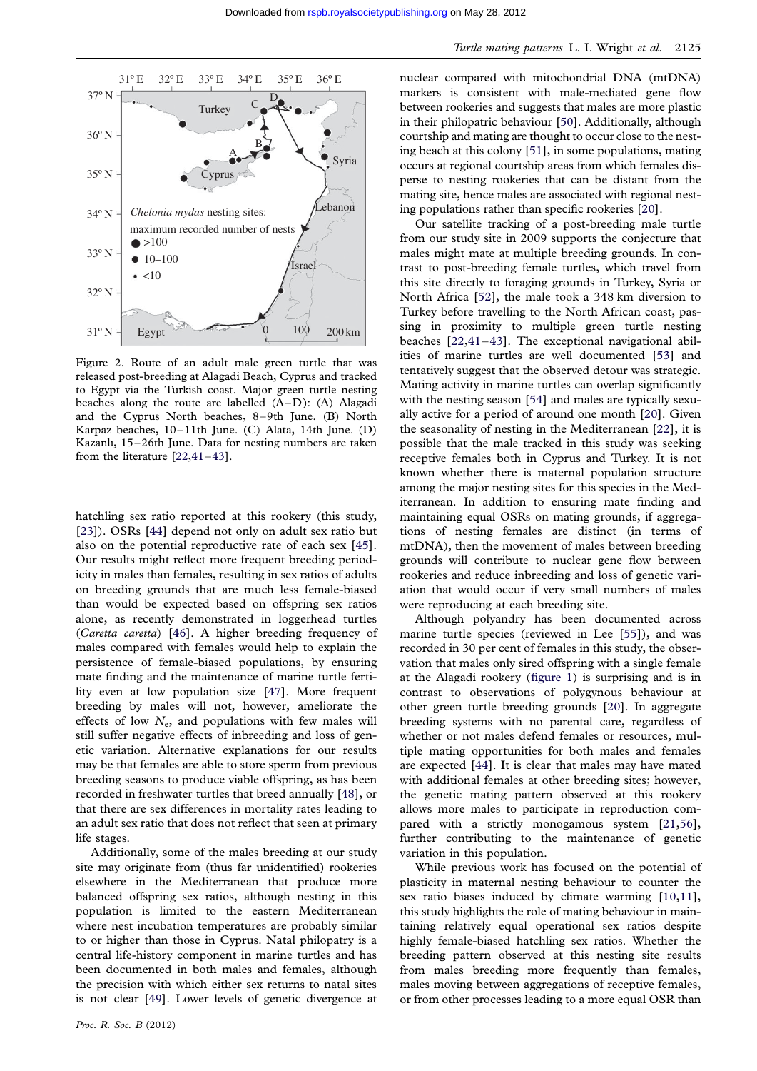Figure 2. Route of an adult male green turtle that was released post-breeding at Alagadi Beach, Cyprus and tracked to Egypt via the Turkish coast. Major green turtle nesting beaches along the route are labelled (A–D): (A) Alagadi and the Cyprus North beaches, 8–9th June. (B) North Karpaz beaches, 10–11th June. (C) Alata, 14th June. (D) Kazanlı, 15–26th June. Data for nesting numbers are taken from the literature [22,41–43].

hatchling sex ratio reported at this rookery (this study, [23]). OSRs [44] depend not only on adult sex ratio but also on the potential reproductive rate of each sex [45]. Our results might reflect more frequent breeding periodicity in males than females, resulting in sex ratios of adults on breeding grounds that are much less female-biased than would be expected based on offspring sex ratios alone, as recently demonstrated in loggerhead turtles (*Caretta caretta*) [46]. A higher breeding frequency of males compared with females would help to explain the persistence of female-biased populations, by ensuring mate finding and the maintenance of marine turtle fertility even at low population size [47]. More frequent breeding by males will not, however, ameliorate the effects of low $N_e$, and populations with few males will still suffer negative effects of inbreeding and loss of genetic variation. Alternative explanations for our results may be that females are able to store sperm from previous breeding seasons to produce viable offspring, as has been recorded in freshwater turtles that breed annually [48], or that there are sex differences in mortality rates leading to an adult sex ratio that does not reflect that seen at primary life stages.

Additionally, some of the males breeding at our study site may originate from (thus far unidentified) rookeries elsewhere in the Mediterranean that produce more balanced offspring sex ratios, although nesting in this population is limited to the eastern Mediterranean where nest incubation temperatures are probably similar to or higher than those in Cyprus. Natal philopatry is a central life-history component in marine turtles and has been documented in both males and females, although the precision with which either sex returns to natal sites is not clear [49]. Lower levels of genetic divergence at nuclear compared with mitochondrial DNA (mtDNA) markers is consistent with male-mediated gene flow between rookeries and suggests that males are more plastic in their philopatric behaviour [50]. Additionally, although courtship and mating are thought to occur close to the nesting beach at this colony [51], in some populations, mating occurs at regional courtship areas from which females disperse to nesting rookeries that can be distant from the mating site, hence males are associated with regional nesting populations rather than specific rookeries [20].

Our satellite tracking of a post-breeding male turtle from our study site in 2009 supports the conjecture that males might mate at multiple breeding grounds. In contrast to post-breeding female turtles, which travel from this site directly to foraging grounds in Turkey, Syria or North Africa [52], the male took a 348 km diversion to Turkey before travelling to the North African coast, passing in proximity to multiple green turtle nesting beaches [22,41–43]. The exceptional navigational abilities of marine turtles are well documented [53] and tentatively suggest that the observed detour was strategic. Mating activity in marine turtles can overlap significantly with the nesting season [54] and males are typically sexually active for a period of around one month [20]. Given the seasonality of nesting in the Mediterranean [22], it is possible that the male tracked in this study was seeking receptive females both in Cyprus and Turkey. It is not known whether there is maternal population structure among the major nesting sites for this species in the Mediterranean. In addition to ensuring mate finding and maintaining equal OSRs on mating grounds, if aggregations of nesting females are distinct (in terms of mtDNA), then the movement of males between breeding grounds will contribute to nuclear gene flow between rookeries and reduce inbreeding and loss of genetic variation that would occur if very small numbers of males were reproducing at each breeding site.

Although polyandry has been documented across marine turtle species (reviewed in Lee [55]), and was recorded in 30 per cent of females in this study, the observation that males only sired offspring with a single female at the Alagadi rookery (figure 1) is surprising and is in contrast to observations of polygynous behaviour at other green turtle breeding grounds [20]. In aggregate breeding systems with no parental care, regardless of whether or not males defend females or resources, multiple mating opportunities for both males and females are expected [44]. It is clear that males may have mated with additional females at other breeding sites; however, the genetic mating pattern observed at this rookery allows more males to participate in reproduction compared with a strictly monogamous system [21,56], further contributing to the maintenance of genetic variation in this population.

While previous work has focused on the potential of plasticity in maternal nesting behaviour to counter the sex ratio biases induced by climate warming [10,11], this study highlights the role of mating behaviour in maintaining relatively equal operational sex ratios despite highly female-biased hatchling sex ratios. Whether the breeding pattern observed at this nesting site results from males breeding more frequently than females, males moving between aggregations of receptive females, or from other processes leading to a more equal OSR than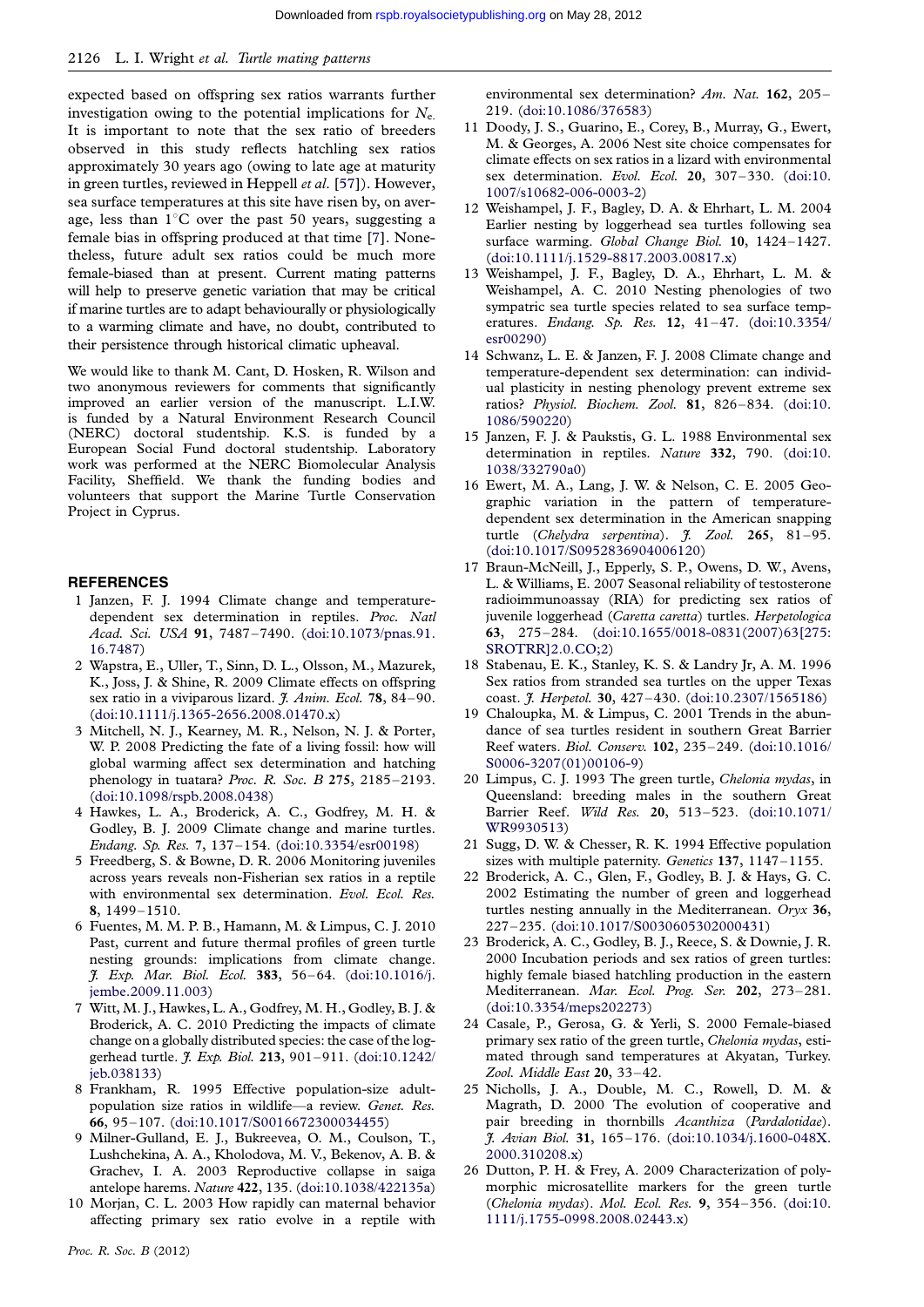expected based on offspring sex ratios warrants further investigation owing to the potential implications for $N_e$. It is important to note that the sex ratio of breeders observed in this study reflects hatchling sex ratios approximately 30 years ago (owing to late age at maturity in green turtles, reviewed in Heppell *et al*. [57]). However, sea surface temperatures at this site have risen by, on average, less than 1°C over the past 50 years, suggesting a female bias in offspring produced at that time [7]. Nonetheless, future adult sex ratios could be much more female-biased than at present. Current mating patterns will help to preserve genetic variation that may be critical if marine turtles are to adapt behaviourally or physiologically to a warming climate and have, no doubt, contributed to their persistence through historical climatic upheaval.

We would like to thank M. Cant, D. Hosken, R. Wilson and two anonymous reviewers for comments that significantly improved an earlier version of the manuscript. L.I.W. is funded by a Natural Environment Research Council (NERC) doctoral studentship. K.S. is funded by a European Social Fund doctoral studentship. Laboratory work was performed at the NERC Biomolecular Analysis Facility, Sheffield. We thank the funding bodies and volunteers that support the Marine Turtle Conservation Project in Cyprus.

## REFERENCES

1 Janzen, F. J. 1994 Climate change and temperature-dependent sex determination in reptiles. *Proc. Natl Acad. Sci. USA* **91**, 7487–7490. (doi:10.1073/pnas.91.16.7487)

2 Wapstra, E., Uller, T., Sinn, D. L., Olsson, M., Mazurek, K., Joss, J. & Shine, R. 2009 Climate effects on offspring sex ratio in a viviparous lizard. *J. Anim. Ecol.* **78**, 84–90. (doi:10.1111/j.1365-2656.2008.01470.x)

3 Mitchell, N. J., Kearney, M. R., Nelson, N. J. & Porter, W. P. 2008 Predicting the fate of a living fossil: how will global warming affect sex determination and hatching phenology in tuatara? *Proc. R. Soc. B* **275**, 2185–2193. (doi:10.1098/rspb.2008.0438)

4 Hawkes, L. A., Broderick, A. C., Godfrey, M. H. & Godley, B. J. 2009 Climate change and marine turtles. *Endang. Sp. Res.* **7**, 137–154. (doi:10.3354/esr00198)

5 Freedberg, S. & Bowne, D. R. 2006 Monitoring juveniles across years reveals non-Fisherian sex ratios in a reptile with environmental sex determination. *Evol. Ecol. Res.* **8**, 1499–1510.

6 Fuentes, M. M. P. B., Hamann, M. & Limpus, C. J. 2010 Past, current and future thermal profiles of green turtle nesting grounds: implications from climate change. *J. Exp. Mar. Biol. Ecol.* **383**, 56–64. (doi:10.1016/j.jembe.2009.11.003)

7 Witt, M. J., Hawkes, L. A., Godfrey, M. H., Godley, B. J. & Broderick, A. C. 2010 Predicting the impacts of climate change on a globally distributed species: the case of the loggerhead turtle. *J. Exp. Biol.* **213**, 901–911. (doi:10.1242/jeb.038133)

8 Frankham, R. 1995 Effective population-size adult-population size ratios in wildlife—a review. *Genet. Res.* **66**, 95–107. (doi:10.1017/S0016672300034455)

9 Milner-Gulland, E. J., Bukreevea, O. M., Coulson, T., Lushchekina, A. A., Kholodova, M. V., Bekenov, A. B. & Grachev, I. A. 2003 Reproductive collapse in saiga antelope harems. *Nature* **422**, 135. (doi:10.1038/422135a)

10 Morjan, C. L. 2003 How rapidly can maternal behavior affecting primary sex ratio evolve in a reptile with environmental sex determination? *Am. Nat.* **162**, 205–219. (doi:10.1086/376583)

11 Doody, J. S., Guarino, E., Corey, B., Murray, G., Ewert, M. & Georges, A. 2006 Nest site choice compensates for climate effects on sex ratios in a lizard with environmental sex determination. *Evol. Ecol.* **20**, 307–330. (doi:10.1007/s10682-006-0003-2)

12 Weishampel, J. F., Bagley, D. A. & Ehrhart, L. M. 2004 Earlier nesting by loggerhead sea turtles following sea surface warming. *Global Change Biol.* **10**, 1424–1427. (doi:10.1111/j.1529-8817.2003.00817.x)

13 Weishampel, J. F., Bagley, D. A., Ehrhart, L. M. & Weishampel, A. C. 2010 Nesting phenologies of two sympatric sea turtle species related to sea surface temperatures. *Endang. Sp. Res.* **12**, 41–47. (doi:10.3354/esr00290)

14 Schwanz, L. E. & Janzen, F. J. 2008 Climate change and temperature-dependent sex determination: can individual plasticity in nesting phenology prevent extreme sex ratios? *Physiol. Biochem. Zool.* **81**, 826–834. (doi:10.1086/590220)

15 Janzen, F. J. & Paukstis, G. L. 1988 Environmental sex determination in reptiles. *Nature* **332**, 790. (doi:10.1038/332790a0)

16 Ewert, M. A., Lang, J. W. & Nelson, C. E. 2005 Geographic variation in the pattern of temperature-dependent sex determination in the American snapping turtle (*Chelydra serpentina*). *J. Zool.* **265**, 81–95. (doi:10.1017/S0952836904006120)

17 Braun-McNeill, J., Epperly, S. P., Owens, D. W., Avens, L. & Williams, E. 2007 Seasonal reliability of testosterone radioimmunoassay (RIA) for predicting sex ratios of juvenile loggerhead (*Caretta caretta*) turtles. *Herpetologica* **63**, 275–284. (doi:10.1655/0018-0831(2007)63[275:SROTRR]2.0.CO;2)

18 Stabenau, E. K., Stanley, K. S. & Landry Jr, A. M. 1996 Sex ratios from stranded sea turtles on the upper Texas coast. *J. Herpetol.* **30**, 427–430. (doi:10.2307/1565186)

19 Chaloupka, M. & Limpus, C. 2001 Trends in the abundance of sea turtles resident in southern Great Barrier Reef waters. *Biol. Conserv.* **102**, 235–249. (doi:10.1016/S0006-3207(01)00106-9)

20 Limpus, C. J. 1993 The green turtle, *Chelonia mydas*, in Queensland: breeding males in the southern Great Barrier Reef. *Wild Res.* **20**, 513–523. (doi:10.1071/WR9930513)

21 Sugg, D. W. & Chesser, R. K. 1994 Effective population sizes with multiple paternity. *Genetics* **137**, 1147–1155.

22 Broderick, A. C., Glen, F., Godley, B. J. & Hays, G. C. 2002 Estimating the number of green and loggerhead turtles nesting annually in the Mediterranean. *Oryx* **36**, 227–235. (doi:10.1017/S0030605302000431)

23 Broderick, A. C., Godley, B. J., Reece, S. & Downie, J. R. 2000 Incubation periods and sex ratios of green turtles: highly female biased hatchling production in the eastern Mediterranean. *Mar. Ecol. Prog. Ser.* **202**, 273–281. (doi:10.3354/meps202273)

24 Casale, P., Gerosa, G. & Yerli, S. 2000 Female-biased primary sex ratio of the green turtle, *Chelonia mydas*, estimated through sand temperatures at Akyatan, Turkey. *Zool. Middle East* **20**, 33–42.

25 Nicholls, J. A., Double, M. C., Rowell, D. M. & Magrath, D. 2000 The evolution of cooperative and pair breeding in thornbills *Acanthiza* (*Pardalotidae*). *J. Avian Biol.* **31**, 165–176. (doi:10.1034/j.1600-048X.2000.310208.x)

26 Dutton, P. H. & Frey, A. 2009 Characterization of polymorphic microsatellite markers for the green turtle (*Chelonia mydas*). *Mol. Ecol. Res.* **9**, 354–356. (doi:10.1111/j.1755-0998.2008.02443.x)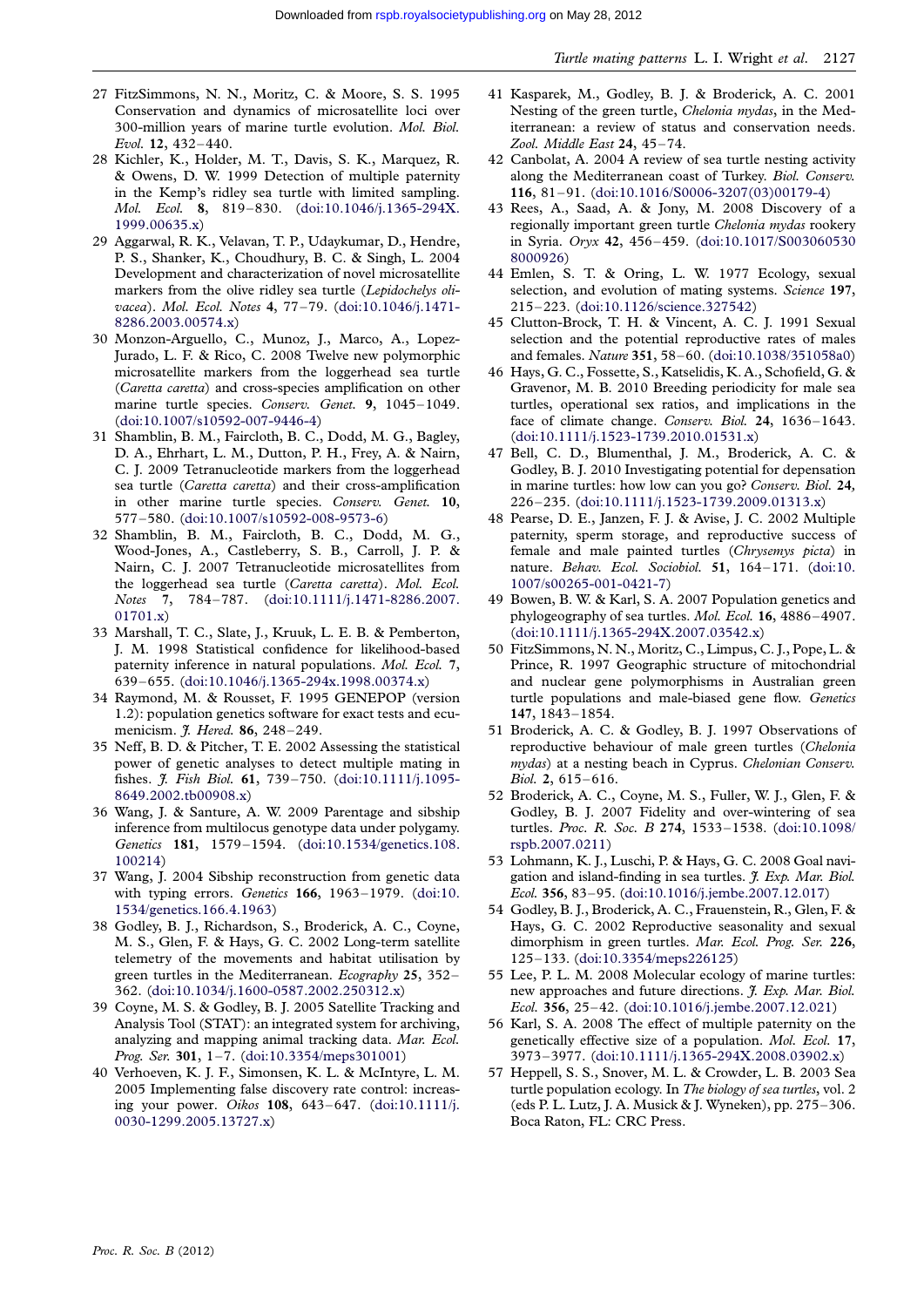27 FitzSimmons, N. N., Moritz, C. & Moore, S. S. 1995 Conservation and dynamics of microsatellite loci over 300-million years of marine turtle evolution. *Mol. Biol. Evol.* **12**, 432–440.

28 Kichler, K., Holder, M. T., Davis, S. K., Marquez, R. & Owens, D. W. 1999 Detection of multiple paternity in the Kemp's ridley sea turtle with limited sampling. *Mol. Ecol.* **8**, 819–830. (doi:10.1046/j.1365-294X.1999.00635.x)

29 Aggarwal, R. K., Velavan, T. P., Udaykumar, D., Hendre, P. S., Shanker, K., Choudhury, B. C. & Singh, L. 2004 Development and characterization of novel microsatellite markers from the olive ridley sea turtle (*Lepidochelys olivacea*). *Mol. Ecol. Notes* **4**, 77–79. (doi:10.1046/j.1471-8286.2003.00574.x)

30 Monzon-Arguello, C., Munoz, J., Marco, A., Lopez-Jurado, L. F. & Rico, C. 2008 Twelve new polymorphic microsatellite markers from the loggerhead sea turtle (*Caretta caretta*) and cross-species amplification on other marine turtle species. *Conserv. Genet.* **9**, 1045–1049. (doi:10.1007/s10592-007-9446-4)

31 Shamblin, B. M., Faircloth, B. C., Dodd, M. G., Bagley, D. A., Ehrhart, L. M., Dutton, P. H., Frey, A. & Nairn, C. J. 2009 Tetranucleotide markers from the loggerhead sea turtle (*Caretta caretta*) and their cross-amplification in other marine turtle species. *Conserv. Genet.* **10**, 577–580. (doi:10.1007/s10592-008-9573-6)

32 Shamblin, B. M., Faircloth, B. C., Dodd, M. G., Wood-Jones, A., Castleberry, S. B., Carroll, J. P. & Nairn, C. J. 2007 Tetranucleotide microsatellites from the loggerhead sea turtle (*Caretta caretta*). *Mol. Ecol. Notes* **7**, 784–787. (doi:10.1111/j.1471-8286.2007.01701.x)

33 Marshall, T. C., Slate, J., Kruuk, L. E. B. & Pemberton, J. M. 1998 Statistical confidence for likelihood-based paternity inference in natural populations. *Mol. Ecol.* **7**, 639–655. (doi:10.1046/j.1365-294x.1998.00374.x)

34 Raymond, M. & Rousset, F. 1995 GENEPOP (version 1.2): population genetics software for exact tests and ecumenicism. *J. Hered.* **86**, 248–249.

35 Neff, B. D. & Pitcher, T. E. 2002 Assessing the statistical power of genetic analyses to detect multiple mating in fishes. *J. Fish Biol.* **61**, 739–750. (doi:10.1111/j.1095-8649.2002.tb00908.x)

36 Wang, J. & Santure, A. W. 2009 Parentage and sibship inference from multilocus genotype data under polygamy. *Genetics* **181**, 1579–1594. (doi:10.1534/genetics.108.100214)

37 Wang, J. 2004 Sibship reconstruction from genetic data with typing errors. *Genetics* **166**, 1963–1979. (doi:10.1534/genetics.166.4.1963)

38 Godley, B. J., Richardson, S., Broderick, A. C., Coyne, M. S., Glen, F. & Hays, G. C. 2002 Long-term satellite telemetry of the movements and habitat utilisation by green turtles in the Mediterranean. *Ecography* **25**, 352–362. (doi:10.1034/j.1600-0587.2002.250312.x)

39 Coyne, M. S. & Godley, B. J. 2005 Satellite Tracking and Analysis Tool (STAT): an integrated system for archiving, analyzing and mapping animal tracking data. *Mar. Ecol. Prog. Ser.* **301**, 1–7. (doi:10.3354/meps301001)

40 Verhoeven, K. J. F., Simonsen, K. L. & McIntyre, L. M. 2005 Implementing false discovery rate control: increasing your power. *Oikos* **108**, 643–647. (doi:10.1111/j.0030-1299.2005.13727.x)

41 Kasparek, M., Godley, B. J. & Broderick, A. C. 2001 Nesting of the green turtle, *Chelonia mydas*, in the Mediterranean: a review of status and conservation needs. *Zool. Middle East* **24**, 45–74.

42 Canbolat, A. 2004 A review of sea turtle nesting activity along the Mediterranean coast of Turkey. *Biol. Conserv.* **116**, 81–91. (doi:10.1016/S0006-3207(03)00179-4)

43 Rees, A., Saad, A. & Jony, M. 2008 Discovery of a regionally important green turtle *Chelonia mydas* rookery in Syria. *Oryx* **42**, 456–459. (doi:10.1017/S0030605308000926)

44 Emlen, S. T. & Oring, L. W. 1977 Ecology, sexual selection, and evolution of mating systems. *Science* **197**, 215–223. (doi:10.1126/science.327542)

45 Clutton-Brock, T. H. & Vincent, A. C. J. 1991 Sexual selection and the potential reproductive rates of males and females. *Nature* **351**, 58–60. (doi:10.1038/351058a0)

46 Hays, G. C., Fossette, S., Katselidis, K. A., Schofield, G. & Gravenor, M. B. 2010 Breeding periodicity for male sea turtles, operational sex ratios, and implications in the face of climate change. *Conserv. Biol.* **24**, 1636–1643. (doi:10.1111/j.1523-1739.2010.01531.x)

47 Bell, C. D., Blumenthal, J. M., Broderick, A. C. & Godley, B. J. 2010 Investigating potential for depensation in marine turtles: how low can you go? *Conserv. Biol.* **24**, 226–235. (doi:10.1111/j.1523-1739.2009.01313.x)

48 Pearse, D. E., Janzen, F. J. & Avise, J. C. 2002 Multiple paternity, sperm storage, and reproductive success of female and male painted turtles (*Chrysemys picta*) in nature. *Behav. Ecol. Sociobiol.* **51**, 164–171. (doi:10.1007/s00265-001-0421-7)

49 Bowen, B. W. & Karl, S. A. 2007 Population genetics and phylogeography of sea turtles. *Mol. Ecol.* **16**, 4886–4907. (doi:10.1111/j.1365-294X.2007.03542.x)

50 FitzSimmons, N. N., Moritz, C., Limpus, C. J., Pope, L. & Prince, R. 1997 Geographic structure of mitochondrial and nuclear gene polymorphisms in Australian green turtle populations and male-biased gene flow. *Genetics* **147**, 1843–1854.

51 Broderick, A. C. & Godley, B. J. 1997 Observations of reproductive behaviour of male green turtles (*Chelonia mydas*) at a nesting beach in Cyprus. *Chelonian Conserv. Biol.* **2**, 615–616.

52 Broderick, A. C., Coyne, M. S., Fuller, W. J., Glen, F. & Godley, B. J. 2007 Fidelity and over-wintering of sea turtles. *Proc. R. Soc. B* **274**, 1533–1538. (doi:10.1098/rspb.2007.0211)

53 Lohmann, K. J., Luschi, P. & Hays, G. C. 2008 Goal navigation and island-finding in sea turtles. *J. Exp. Mar. Biol. Ecol.* **356**, 83–95. (doi:10.1016/j.jembe.2007.12.017)

54 Godley, B. J., Broderick, A. C., Frauenstein, R., Glen, F. & Hays, G. C. 2002 Reproductive seasonality and sexual dimorphism in green turtles. *Mar. Ecol. Prog. Ser.* **226**, 125–133. (doi:10.3354/meps226125)

55 Lee, P. L. M. 2008 Molecular ecology of marine turtles: new approaches and future directions. *J. Exp. Mar. Biol. Ecol.* **356**, 25–42. (doi:10.1016/j.jembe.2007.12.021)

56 Karl, S. A. 2008 The effect of multiple paternity on the genetically effective size of a population. *Mol. Ecol.* **17**, 3973–3977. (doi:10.1111/j.1365-294X.2008.03902.x)

57 Heppell, S. S., Snover, M. L. & Crowder, L. B. 2003 Sea turtle population ecology. In *The biology of sea turtles*, vol. 2 (eds P. L. Lutz, J. A. Musick & J. Wyneken), pp. 275–306. Boca Raton, FL: CRC Press.